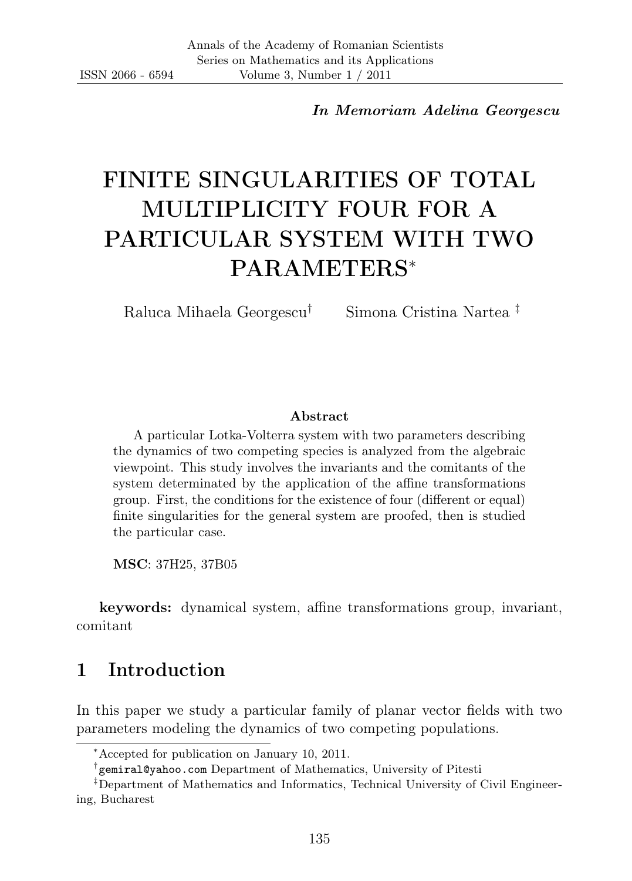*In Memoriam Adelina Georgescu*

# FINITE SINGULARITIES OF TOTAL MULTIPLICITY FOUR FOR A PARTICULAR SYSTEM WITH TWO PARAMETERS[*]

Raluca Mihaela Georgescu[†] Simona Cristina Nartea [‡]

### Abstract

A particular Lotka-Volterra system with two parameters describing the dynamics of two competing species is analyzed from the algebraic viewpoint. This study involves the invariants and the comitants of the system determinated by the application of the affine transformations group. First, the conditions for the existence of four (different or equal) finite singularities for the general system are proofed, then is studied the particular case.

**MSC**: 37H25, 37B05

**keywords:** dynamical system, affine transformations group, invariant, comitant

## 1 Introduction

In this paper we study a particular family of planar vector fields with two parameters modeling the dynamics of two competing populations.

---

[*] Accepted for publication on January 10, 2011.

[†] gemiral@yahoo.com Department of Mathematics, University of Pitesti

[‡] Department of Mathematics and Informatics, Technical University of Civil Engineering, Bucharest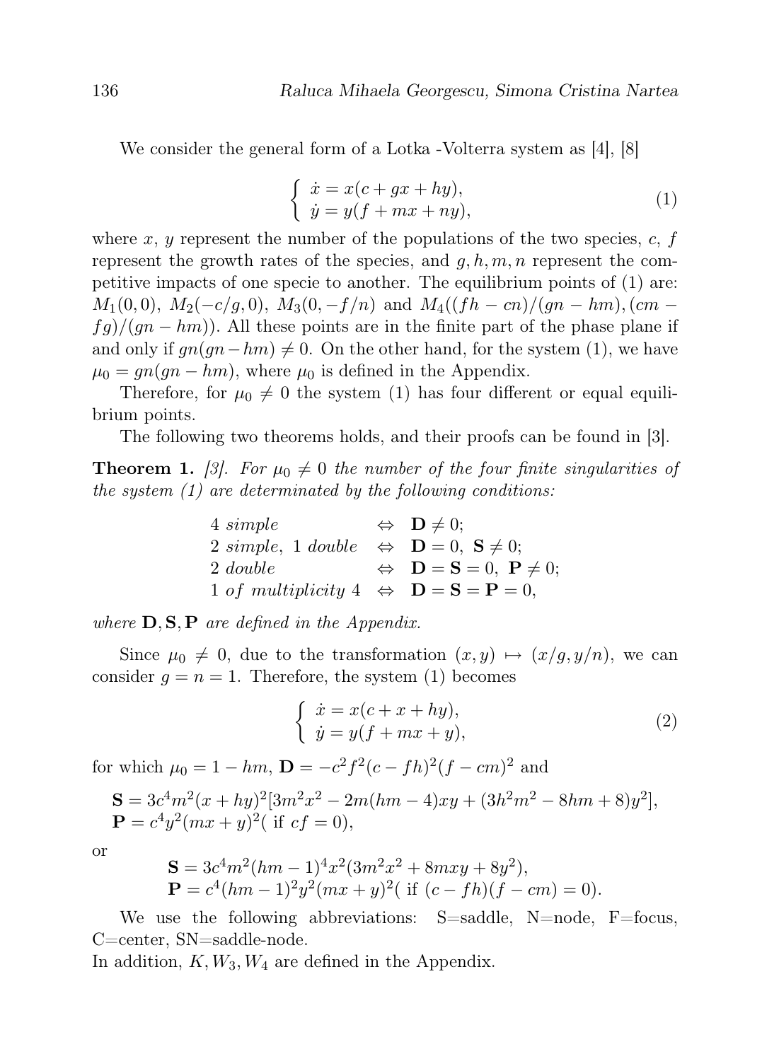We consider the general form of a Lotka -Volterra system as [4], [8]

$$
\begin{cases} \dot{x} = x(c + gx + hy), \\ \dot{y} = y(f + mx + ny), \end{cases} \tag{1}
$$

where $x$, $y$ represent the number of the populations of the two species, $c$, $f$ represent the growth rates of the species, and $g, h, m, n$ represent the competitive impacts of one specie to another. The equilibrium points of (1) are: $M_1(0,0)$, $M_2(-c/g, 0)$, $M_3(0, -f/n)$ and $M_4((fh - cn)/(gn - hm), (cm - fg)/(gn - hm))$. All these points are in the finite part of the phase plane if and only if $gn(gn - hm) \neq 0$. On the other hand, for the system (1), we have $\mu_0 = gn(gn - hm)$, where $\mu_0$ is defined in the Appendix.

Therefore, for $\mu_0 \neq 0$ the system (1) has four different or equal equilibrium points.

The following two theorems holds, and their proofs can be found in [3].

**Theorem 1.** *[3]. For $\mu_0 \neq 0$ the number of the four finite singularities of the system (1) are determinated by the following conditions:*

$$
\begin{array}{lll}
4 \ simple & \Leftrightarrow & \mathbf{D} \neq 0; \\
2 \ simple, \ 1 \ double & \Leftrightarrow & \mathbf{D} = 0, \ \mathbf{S} \neq 0; \\
2 \ double & \Leftrightarrow & \mathbf{D} = \mathbf{S} = 0, \ \mathbf{P} \neq 0; \\
1 \ of \ multiplicity \ 4 & \Leftrightarrow & \mathbf{D} = \mathbf{S} = \mathbf{P} = 0,
\end{array}
$$

*where $\mathbf{D}, \mathbf{S}, \mathbf{P}$ are defined in the Appendix.*

Since $\mu_0 \neq 0$, due to the transformation $(x, y) \mapsto (x/g, y/n)$, we can consider $g = n = 1$. Therefore, the system (1) becomes

$$
\begin{cases} \dot{x} = x(c + x + hy), \\ \dot{y} = y(f + mx + y), \end{cases} \tag{2}
$$

for which $\mu_0 = 1 - hm$, $\mathbf{D} = -c^2 f^2 (c - fh)^2 (f - cm)^2$ and

$$
\begin{array}{l}
\mathbf{S} = 3c^4 m^2 (x + hy)^2 [3m^2 x^2 - 2m(hm - 4)xy + (3h^2 m^2 - 8hm + 8)y^2], \\
\mathbf{P} = c^4 y^2 (mx + y)^2 (\text{ if } cf = 0),
\end{array}
$$

or

$$
\begin{array}{l}
\mathbf{S} = 3c^4 m^2 (hm - 1)^4 x^2 (3m^2 x^2 + 8mxy + 8y^2), \\
\mathbf{P} = c^4 (hm - 1)^2 y^2 (mx + y)^2 (\text{ if } (c - fh)(f - cm) = 0).
\end{array}
$$

We use the following abbreviations: S=saddle, N=node, F=focus, C=center, SN=saddle-node.
In addition, $K, W_3, W_4$ are defined in the Appendix.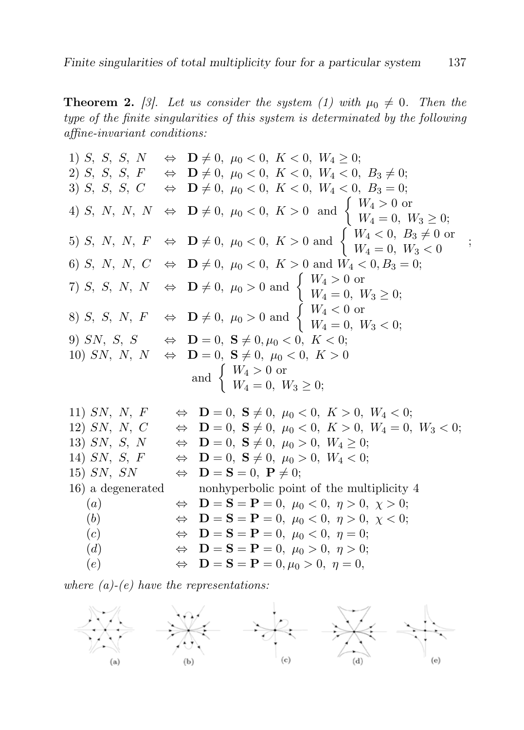**Theorem 2.** [3]. *Let us consider the system (1) with $\mu_0 \neq 0$. Then the type of the finite singularities of this system is determinated by the following affine-invariant conditions:*

1) $S,\ S,\ S,\ N \ \Leftrightarrow\ \mathbf{D} \neq 0,\ \mu_0 < 0,\ K < 0,\ W_4 \geq 0;$

2) $S,\ S,\ S,\ F \ \Leftrightarrow\ \mathbf{D} \neq 0,\ \mu_0 < 0,\ K < 0,\ W_4 < 0,\ B_3 \neq 0;$

3) $S,\ S,\ S,\ C \ \Leftrightarrow\ \mathbf{D} \neq 0,\ \mu_0 < 0,\ K < 0,\ W_4 < 0,\ B_3 = 0;$

4) $S,\ N,\ N,\ N \ \Leftrightarrow\ \mathbf{D} \neq 0,\ \mu_0 < 0,\ K > 0$ and $\begin{cases} W_4 > 0 \text{ or} \\ W_4 = 0,\ W_3 \geq 0; \end{cases}$

5) $S,\ N,\ N,\ F \ \Leftrightarrow\ \mathbf{D} \neq 0,\ \mu_0 < 0,\ K > 0$ and $\begin{cases} W_4 < 0,\ B_3 \neq 0 \text{ or} \\ W_4 = 0,\ W_3 < 0 \end{cases}$;

6) $S,\ N,\ N,\ C \ \Leftrightarrow\ \mathbf{D} \neq 0,\ \mu_0 < 0,\ K > 0$ and $W_4 < 0, B_3 = 0;$

7) $S,\ S,\ N,\ N \ \Leftrightarrow\ \mathbf{D} \neq 0,\ \mu_0 > 0$ and $\begin{cases} W_4 > 0 \text{ or} \\ W_4 = 0,\ W_3 \geq 0; \end{cases}$

8) $S,\ S,\ N,\ F \ \Leftrightarrow\ \mathbf{D} \neq 0,\ \mu_0 > 0$ and $\begin{cases} W_4 < 0 \text{ or} \\ W_4 = 0,\ W_3 < 0; \end{cases}$

9) $SN,\ S,\ S \ \Leftrightarrow\ \mathbf{D} = 0,\ \mathbf{S} \neq 0, \mu_0 < 0,\ K < 0;$

10) $SN,\ N,\ N \ \Leftrightarrow\ \mathbf{D} = 0,\ \mathbf{S} \neq 0,\ \mu_0 < 0,\ K > 0$ and $\begin{cases} W_4 > 0 \text{ or} \\ W_4 = 0,\ W_3 \geq 0; \end{cases}$

11) $SN,\ N,\ F \ \Leftrightarrow\ \mathbf{D} = 0,\ \mathbf{S} \neq 0,\ \mu_0 < 0,\ K > 0,\ W_4 < 0;$

12) $SN,\ N,\ C \ \Leftrightarrow\ \mathbf{D} = 0,\ \mathbf{S} \neq 0,\ \mu_0 < 0,\ K > 0,\ W_4 = 0,\ W_3 < 0;$

13) $SN,\ S,\ N \ \Leftrightarrow\ \mathbf{D} = 0,\ \mathbf{S} \neq 0,\ \mu_0 > 0,\ W_4 \geq 0;$

14) $SN,\ S,\ F \ \Leftrightarrow\ \mathbf{D} = 0,\ \mathbf{S} \neq 0,\ \mu_0 > 0,\ W_4 < 0;$

15) $SN,\ SN \ \Leftrightarrow\ \mathbf{D} = \mathbf{S} = 0,\ \mathbf{P} \neq 0;$

16) a degenerated nonhyperbolic point of the multiplicity 4

- $(a) \ \Leftrightarrow\ \mathbf{D} = \mathbf{S} = \mathbf{P} = 0,\ \mu_0 < 0,\ \eta > 0,\ \chi > 0;$
- $(b) \ \Leftrightarrow\ \mathbf{D} = \mathbf{S} = \mathbf{P} = 0,\ \mu_0 < 0,\ \eta > 0,\ \chi < 0;$
- $(c) \ \Leftrightarrow\ \mathbf{D} = \mathbf{S} = \mathbf{P} = 0,\ \mu_0 < 0,\ \eta = 0;$
- $(d) \ \Leftrightarrow\ \mathbf{D} = \mathbf{S} = \mathbf{P} = 0,\ \mu_0 > 0,\ \eta > 0;$
- $(e) \ \Leftrightarrow\ \mathbf{D} = \mathbf{S} = \mathbf{P} = 0, \mu_0 > 0,\ \eta = 0,$

*where (a)-(e) have the representations:*

(a) (b) (c) (d) (e)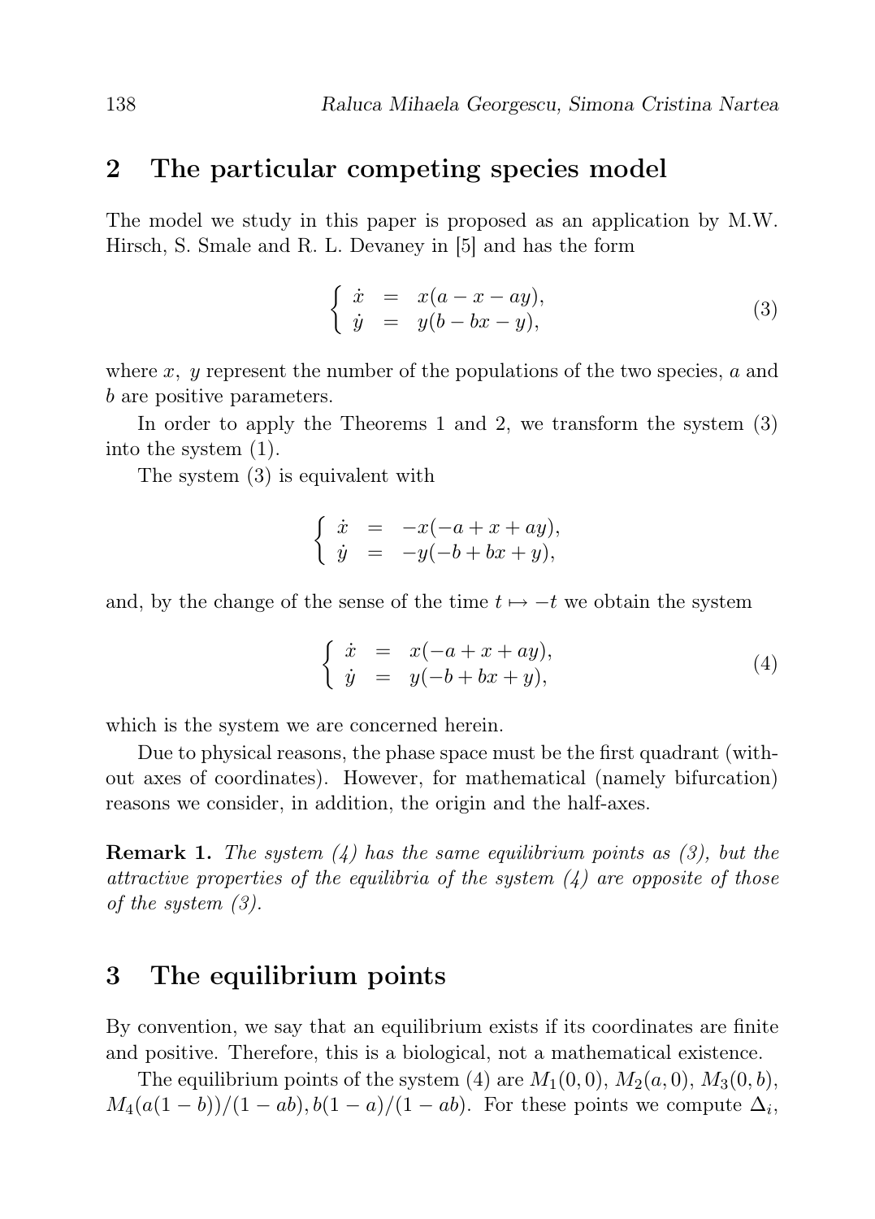## 2 The particular competing species model

The model we study in this paper is proposed as an application by M.W. Hirsch, S. Smale and R. L. Devaney in [5] and has the form

$$\begin{cases} \dot{x} &= x(a - x - ay), \\ \dot{y} &= y(b - bx - y), \end{cases} \tag{3}$$

where $x,\ y$ represent the number of the populations of the two species, $a$ and $b$ are positive parameters.

In order to apply the Theorems 1 and 2, we transform the system (3) into the system (1).

The system (3) is equivalent with

$$\begin{cases} \dot{x} &= -x(-a + x + ay), \\ \dot{y} &= -y(-b + bx + y), \end{cases}$$

and, by the change of the sense of the time $t \mapsto -t$ we obtain the system

$$\begin{cases} \dot{x} &= x(-a + x + ay), \\ \dot{y} &= y(-b + bx + y), \end{cases} \tag{4}$$

which is the system we are concerned herein.

Due to physical reasons, the phase space must be the first quadrant (without axes of coordinates). However, for mathematical (namely bifurcation) reasons we consider, in addition, the origin and the half-axes.

**Remark 1.** *The system (4) has the same equilibrium points as (3), but the attractive properties of the equilibria of the system (4) are opposite of those of the system (3).*

## 3 The equilibrium points

By convention, we say that an equilibrium exists if its coordinates are finite and positive. Therefore, this is a biological, not a mathematical existence.

The equilibrium points of the system (4) are $M_1(0,0)$, $M_2(a,0)$, $M_3(0,b)$, $M_4(a(1-b))/(1-ab), b(1-a)/(1-ab)$. For these points we compute $\Delta_i$,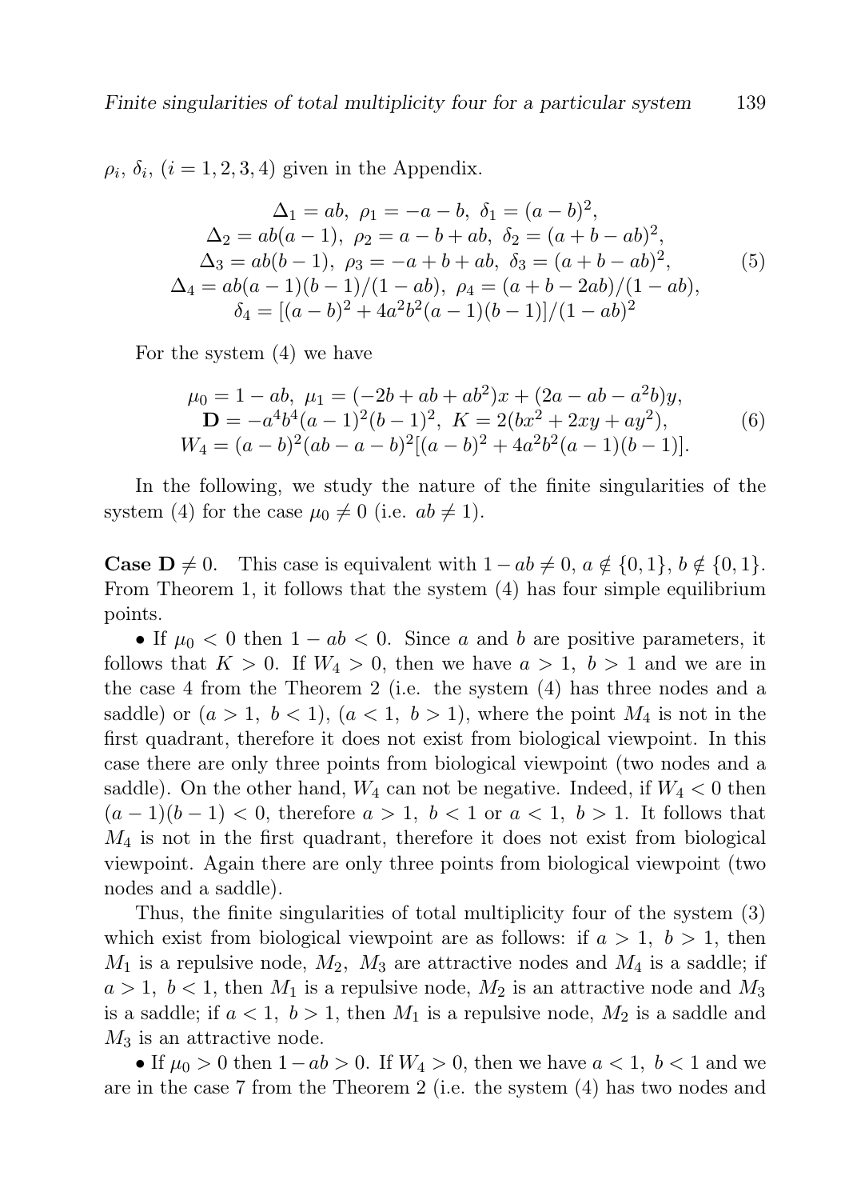$\rho_i$, $\delta_i$, $(i = 1, 2, 3, 4)$ given in the Appendix.

$$
\begin{gathered}
\Delta_1 = ab,\ \rho_1 = -a - b,\ \delta_1 = (a - b)^2, \\
\Delta_2 = ab(a - 1),\ \rho_2 = a - b + ab,\ \delta_2 = (a + b - ab)^2, \\
\Delta_3 = ab(b - 1),\ \rho_3 = -a + b + ab,\ \delta_3 = (a + b - ab)^2, \\
\Delta_4 = ab(a - 1)(b - 1)/(1 - ab),\ \rho_4 = (a + b - 2ab)/(1 - ab), \\
\delta_4 = [(a - b)^2 + 4a^2b^2(a - 1)(b - 1)]/(1 - ab)^2
\end{gathered}
\tag{5}
$$

For the system (4) we have

$$
\begin{gathered}
\mu_0 = 1 - ab,\ \mu_1 = (-2b + ab + ab^2)x + (2a - ab - a^2b)y, \\
\mathbf{D} = -a^4b^4(a - 1)^2(b - 1)^2,\ K = 2(bx^2 + 2xy + ay^2), \\
W_4 = (a - b)^2(ab - a - b)^2[(a - b)^2 + 4a^2b^2(a - 1)(b - 1)].
\end{gathered}
\tag{6}
$$

In the following, we study the nature of the finite singularities of the system (4) for the case $\mu_0 \neq 0$ (i.e. $ab \neq 1$).

**Case $\mathbf{D} \neq 0$.** This case is equivalent with $1 - ab \neq 0$, $a \notin \{0, 1\}$, $b \notin \{0, 1\}$. From Theorem 1, it follows that the system (4) has four simple equilibrium points.

• If $\mu_0 < 0$ then $1 - ab < 0$. Since $a$ and $b$ are positive parameters, it follows that $K > 0$. If $W_4 > 0$, then we have $a > 1,\ b > 1$ and we are in the case 4 from the Theorem 2 (i.e. the system (4) has three nodes and a saddle) or $(a > 1,\ b < 1)$, $(a < 1,\ b > 1)$, where the point $M_4$ is not in the first quadrant, therefore it does not exist from biological viewpoint. In this case there are only three points from biological viewpoint (two nodes and a saddle). On the other hand, $W_4$ can not be negative. Indeed, if $W_4 < 0$ then $(a - 1)(b - 1) < 0$, therefore $a > 1,\ b < 1$ or $a < 1,\ b > 1$. It follows that $M_4$ is not in the first quadrant, therefore it does not exist from biological viewpoint. Again there are only three points from biological viewpoint (two nodes and a saddle).

Thus, the finite singularities of total multiplicity four of the system (3) which exist from biological viewpoint are as follows: if $a > 1,\ b > 1$, then $M_1$ is a repulsive node, $M_2$, $M_3$ are attractive nodes and $M_4$ is a saddle; if $a > 1,\ b < 1$, then $M_1$ is a repulsive node, $M_2$ is an attractive node and $M_3$ is a saddle; if $a < 1,\ b > 1$, then $M_1$ is a repulsive node, $M_2$ is a saddle and $M_3$ is an attractive node.

• If $\mu_0 > 0$ then $1 - ab > 0$. If $W_4 > 0$, then we have $a < 1,\ b < 1$ and we are in the case 7 from the Theorem 2 (i.e. the system (4) has two nodes and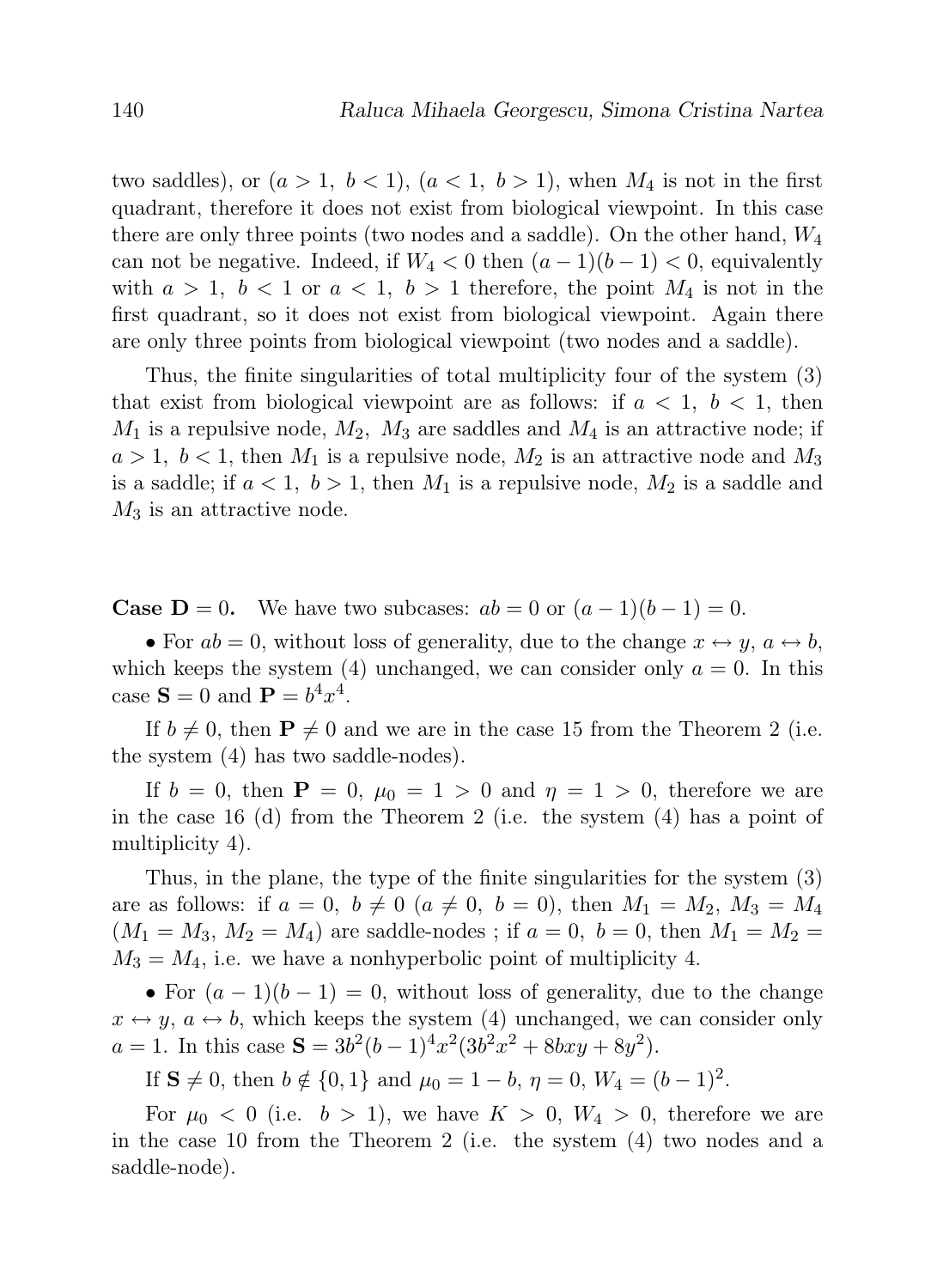two saddles), or $(a > 1,\ b < 1)$, $(a < 1,\ b > 1)$, when $M_4$ is not in the first quadrant, therefore it does not exist from biological viewpoint. In this case there are only three points (two nodes and a saddle). On the other hand, $W_4$ can not be negative. Indeed, if $W_4 < 0$ then $(a-1)(b-1) < 0$, equivalently with $a > 1,\ b < 1$ or $a < 1,\ b > 1$ therefore, the point $M_4$ is not in the first quadrant, so it does not exist from biological viewpoint. Again there are only three points from biological viewpoint (two nodes and a saddle).

Thus, the finite singularities of total multiplicity four of the system (3) that exist from biological viewpoint are as follows: if $a < 1,\ b < 1$, then $M_1$ is a repulsive node, $M_2,\ M_3$ are saddles and $M_4$ is an attractive node; if $a > 1,\ b < 1$, then $M_1$ is a repulsive node, $M_2$ is an attractive node and $M_3$ is a saddle; if $a < 1,\ b > 1$, then $M_1$ is a repulsive node, $M_2$ is a saddle and $M_3$ is an attractive node.

**Case $\mathbf{D} = 0$.** We have two subcases: $ab = 0$ or $(a-1)(b-1) = 0$.

• For $ab = 0$, without loss of generality, due to the change $x \leftrightarrow y$, $a \leftrightarrow b$, which keeps the system (4) unchanged, we can consider only $a = 0$. In this case $\mathbf{S} = 0$ and $\mathbf{P} = b^4x^4$.

If $b \neq 0$, then $\mathbf{P} \neq 0$ and we are in the case 15 from the Theorem 2 (i.e. the system (4) has two saddle-nodes).

If $b = 0$, then $\mathbf{P} = 0$, $\mu_0 = 1 > 0$ and $\eta = 1 > 0$, therefore we are in the case 16 (d) from the Theorem 2 (i.e. the system (4) has a point of multiplicity 4).

Thus, in the plane, the type of the finite singularities for the system (3) are as follows: if $a = 0,\ b \neq 0$ ($a \neq 0,\ b = 0$), then $M_1 = M_2$, $M_3 = M_4$ ($M_1 = M_3$, $M_2 = M_4$) are saddle-nodes ; if $a = 0,\ b = 0$, then $M_1 = M_2 = M_3 = M_4$, i.e. we have a nonhyperbolic point of multiplicity 4.

• For $(a-1)(b-1) = 0$, without loss of generality, due to the change $x \leftrightarrow y$, $a \leftrightarrow b$, which keeps the system (4) unchanged, we can consider only $a = 1$. In this case $\mathbf{S} = 3b^2(b-1)^4x^2(3b^2x^2 + 8bxy + 8y^2)$.

If $\mathbf{S} \neq 0$, then $b \notin \{0, 1\}$ and $\mu_0 = 1 - b$, $\eta = 0$, $W_4 = (b-1)^2$.

For $\mu_0 < 0$ (i.e. $b > 1$), we have $K > 0$, $W_4 > 0$, therefore we are in the case 10 from the Theorem 2 (i.e. the system (4) two nodes and a saddle-node).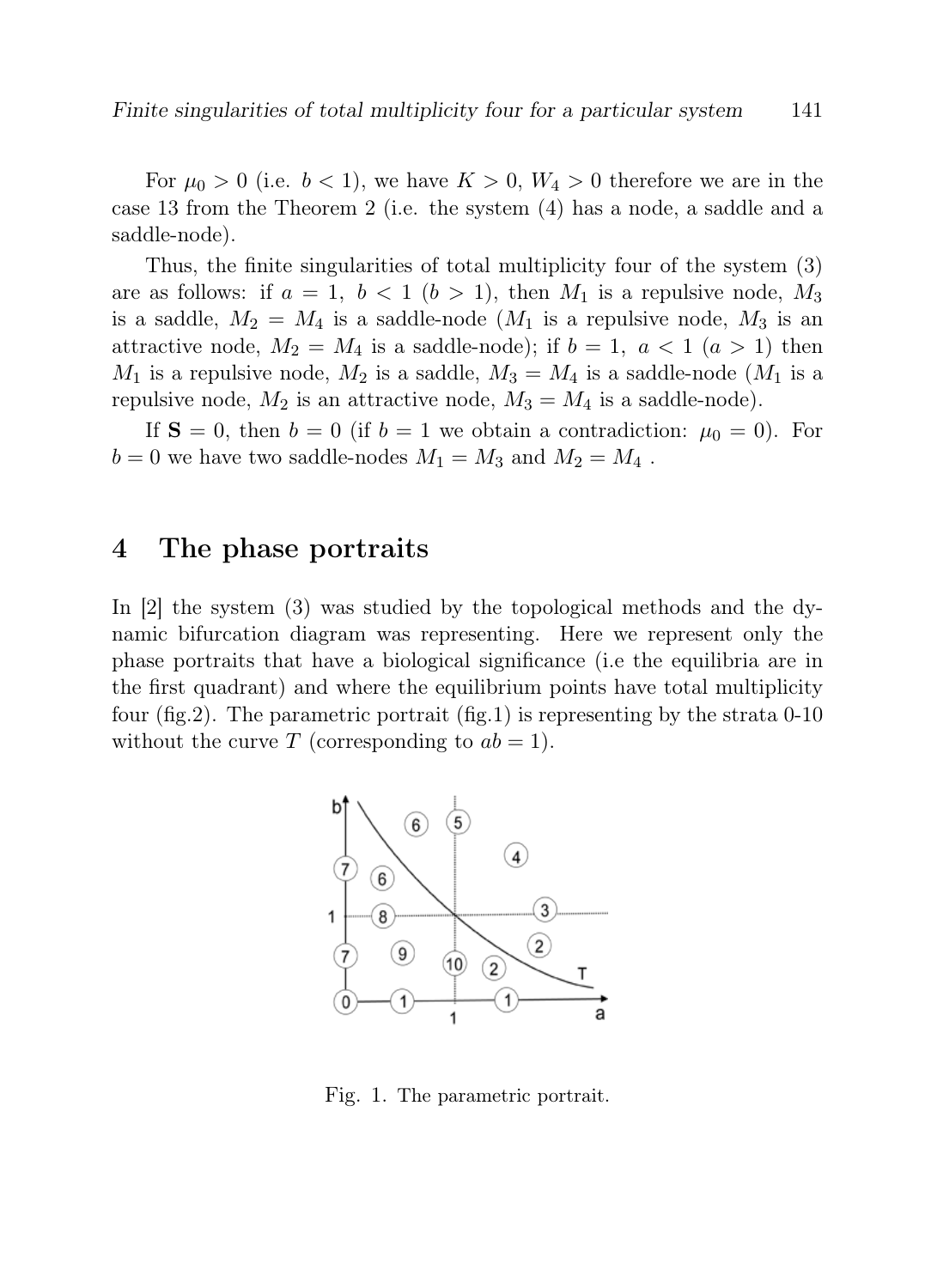For $\mu_0 > 0$ (i.e. $b < 1$), we have $K > 0$, $W_4 > 0$ therefore we are in the case 13 from the Theorem 2 (i.e. the system (4) has a node, a saddle and a saddle-node).

Thus, the finite singularities of total multiplicity four of the system (3) are as follows: if $a = 1,\ b < 1\ (b > 1)$, then $M_1$ is a repulsive node, $M_3$ is a saddle, $M_2 = M_4$ is a saddle-node ($M_1$ is a repulsive node, $M_3$ is an attractive node, $M_2 = M_4$ is a saddle-node); if $b = 1,\ a < 1\ (a > 1)$ then $M_1$ is a repulsive node, $M_2$ is a saddle, $M_3 = M_4$ is a saddle-node ($M_1$ is a repulsive node, $M_2$ is an attractive node, $M_3 = M_4$ is a saddle-node).

If $\mathbf{S} = 0$, then $b = 0$ (if $b = 1$ we obtain a contradiction: $\mu_0 = 0$). For $b = 0$ we have two saddle-nodes $M_1 = M_3$ and $M_2 = M_4$ .

## 4 The phase portraits

In [2] the system (3) was studied by the topological methods and the dynamic bifurcation diagram was representing. Here we represent only the phase portraits that have a biological significance (i.e the equilibria are in the first quadrant) and where the equilibrium points have total multiplicity four (fig.2). The parametric portrait (fig.1) is representing by the strata 0-10 without the curve $T$ (corresponding to $ab = 1$).

Fig. 1. The parametric portrait.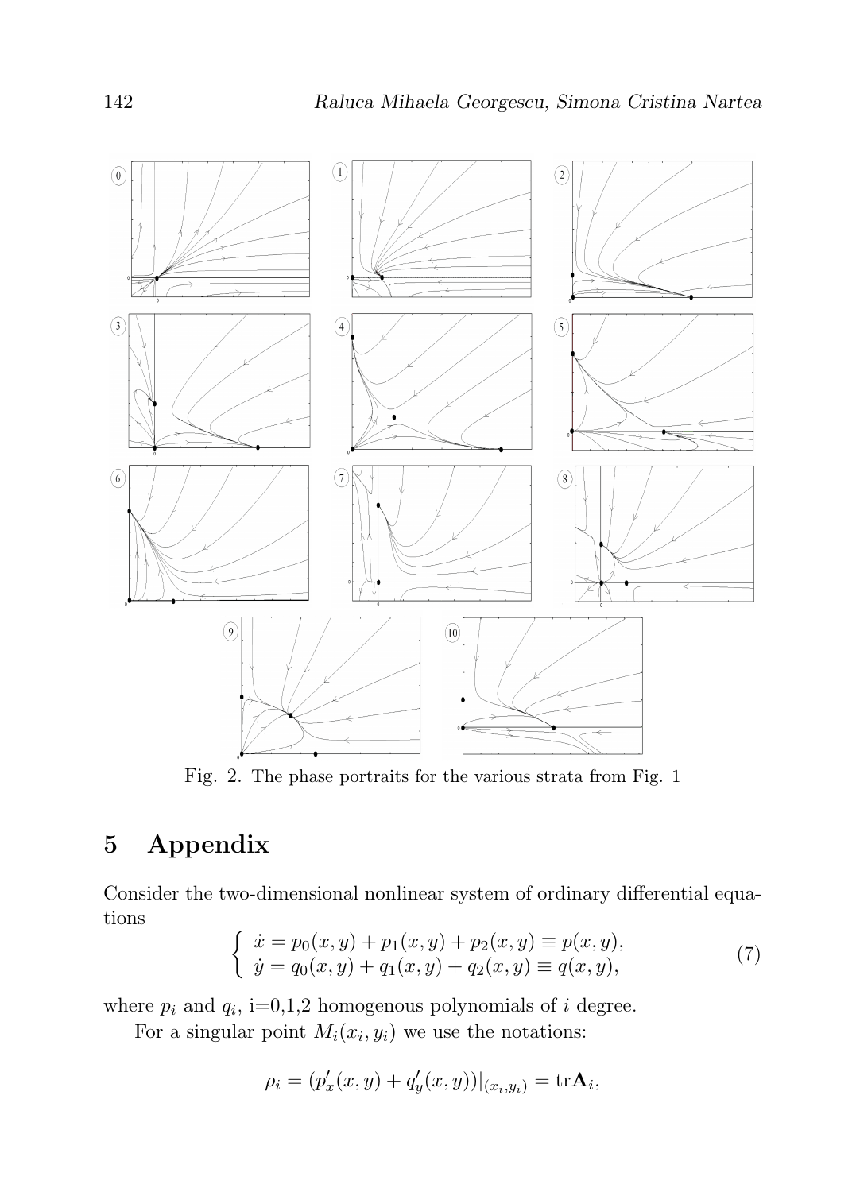Fig. 2. The phase portraits for the various strata from Fig. 1

## 5 Appendix

Consider the two-dimensional nonlinear system of ordinary differential equations

$$\begin{cases} \dot{x} = p_0(x,y) + p_1(x,y) + p_2(x,y) \equiv p(x,y), \\ \dot{y} = q_0(x,y) + q_1(x,y) + q_2(x,y) \equiv q(x,y), \end{cases} \tag{7}$$

where $p_i$ and $q_i$, i=0,1,2 homogenous polynomials of $i$ degree.

For a singular point $M_i(x_i, y_i)$ we use the notations:

$$\rho_i = (p'_x(x,y) + q'_y(x,y))|_{(x_i,y_i)} = \mathrm{tr}\mathbf{A}_i,$$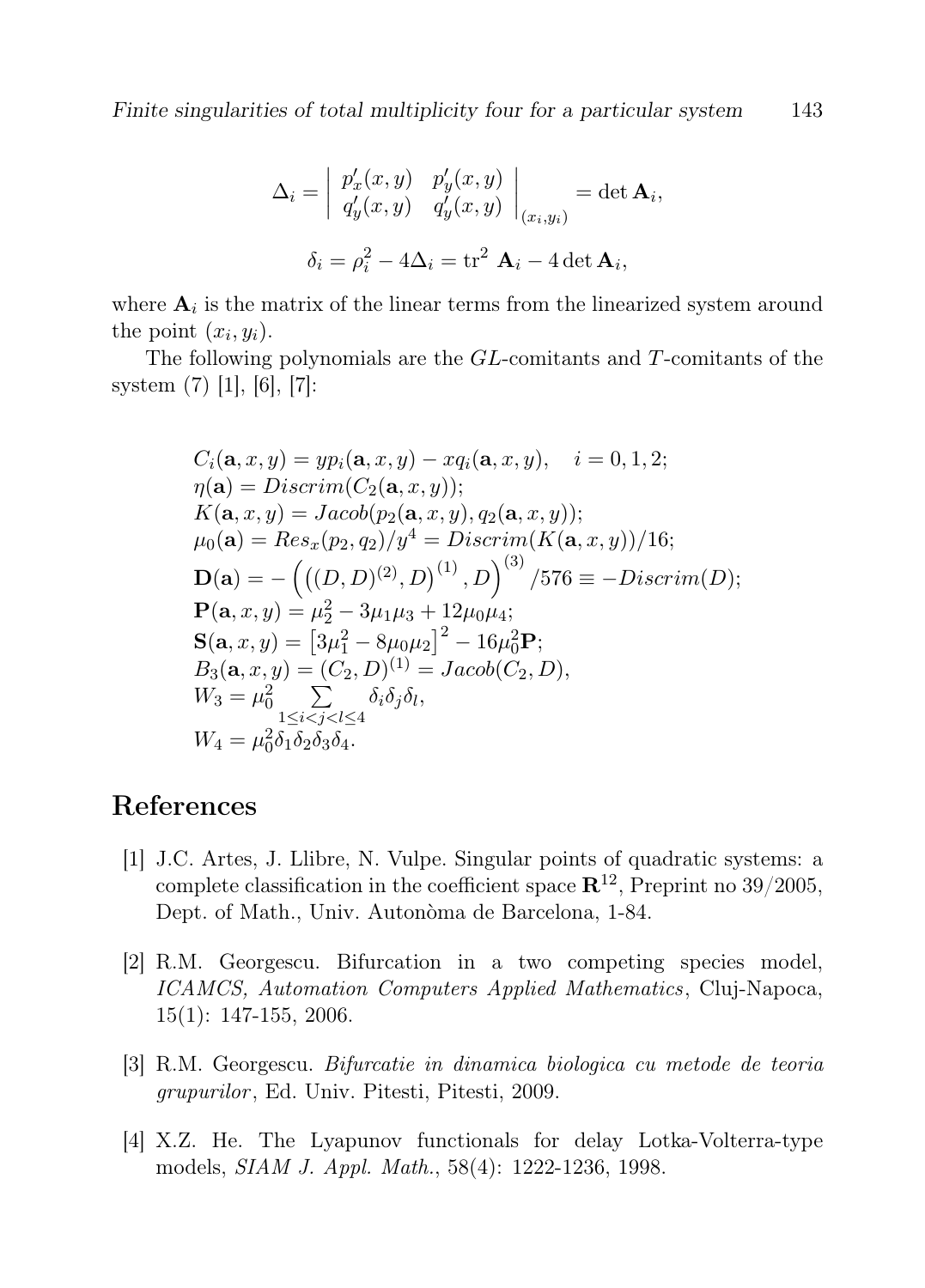$$\Delta_i = \left| \begin{array}{cc} p'_x(x,y) & p'_y(x,y) \\ q'_y(x,y) & q'_y(x,y) \end{array} \right|_{(x_i,y_i)} = \det \mathbf{A}_i,$$

$$\delta_i = \rho_i^2 - 4\Delta_i = \mathrm{tr}^2\ \mathbf{A}_i - 4\det \mathbf{A}_i,$$

where $\mathbf{A}_i$ is the matrix of the linear terms from the linearized system around the point $(x_i, y_i)$.

The following polynomials are the $GL$-comitants and $T$-comitants of the system (7) [1], [6], [7]:

$$\begin{array}{l}
C_i(\mathbf{a}, x, y) = yp_i(\mathbf{a}, x, y) - xq_i(\mathbf{a}, x, y), \quad i = 0, 1, 2; \\
\eta(\mathbf{a}) = Discrim(C_2(\mathbf{a}, x, y)); \\
K(\mathbf{a}, x, y) = Jacob(p_2(\mathbf{a}, x, y), q_2(\mathbf{a}, x, y)); \\
\mu_0(\mathbf{a}) = Res_x(p_2, q_2)/y^4 = Discrim(K(\mathbf{a}, x, y))/16; \\
\mathbf{D}(\mathbf{a}) = -\left(\left((D, D)^{(2)}, D\right)^{(1)}, D\right)^{(3)}/576 \equiv -Discrim(D); \\
\mathbf{P}(\mathbf{a}, x, y) = \mu_2^2 - 3\mu_1\mu_3 + 12\mu_0\mu_4; \\
\mathbf{S}(\mathbf{a}, x, y) = \left[3\mu_1^2 - 8\mu_0\mu_2\right]^2 - 16\mu_0^2\mathbf{P}; \\
B_3(\mathbf{a}, x, y) = (C_2, D)^{(1)} = Jacob(C_2, D), \\
W_3 = \mu_0^2 \sum\limits_{1 \le i < j < l \le 4} \delta_i \delta_j \delta_l, \\
W_4 = \mu_0^2 \delta_1 \delta_2 \delta_3 \delta_4.
\end{array}$$

# References

[1] J.C. Artes, J. Llibre, N. Vulpe. Singular points of quadratic systems: a complete classification in the coefficient space $\mathbf{R}^{12}$, Preprint no 39/2005, Dept. of Math., Univ. Autonòma de Barcelona, 1-84.

[2] R.M. Georgescu. Bifurcation in a two competing species model, *ICAMCS, Automation Computers Applied Mathematics*, Cluj-Napoca, 15(1): 147-155, 2006.

[3] R.M. Georgescu. *Bifurcatie in dinamica biologica cu metode de teoria grupurilor*, Ed. Univ. Pitesti, Pitesti, 2009.

[4] X.Z. He. The Lyapunov functionals for delay Lotka-Volterra-type models, *SIAM J. Appl. Math.*, 58(4): 1222-1236, 1998.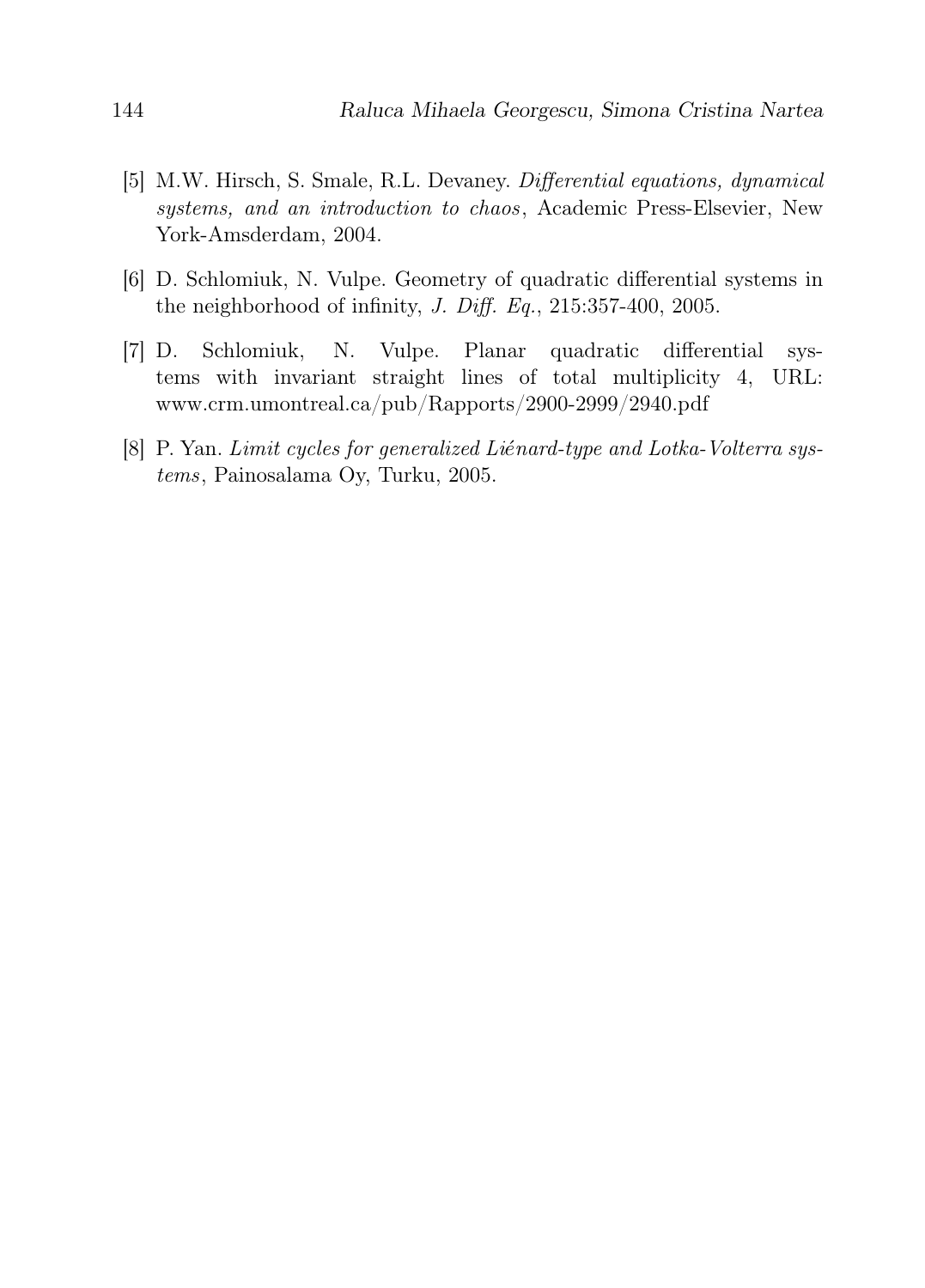[5] M.W. Hirsch, S. Smale, R.L. Devaney. *Differential equations, dynamical systems, and an introduction to chaos*, Academic Press-Elsevier, New York-Amsderdam, 2004.

[6] D. Schlomiuk, N. Vulpe. Geometry of quadratic differential systems in the neighborhood of infinity, *J. Diff. Eq.*, 215:357-400, 2005.

[7] D. Schlomiuk, N. Vulpe. Planar quadratic differential systems with invariant straight lines of total multiplicity 4, URL: www.crm.umontreal.ca/pub/Rapports/2900-2999/2940.pdf

[8] P. Yan. *Limit cycles for generalized Liénard-type and Lotka-Volterra systems*, Painosalama Oy, Turku, 2005.